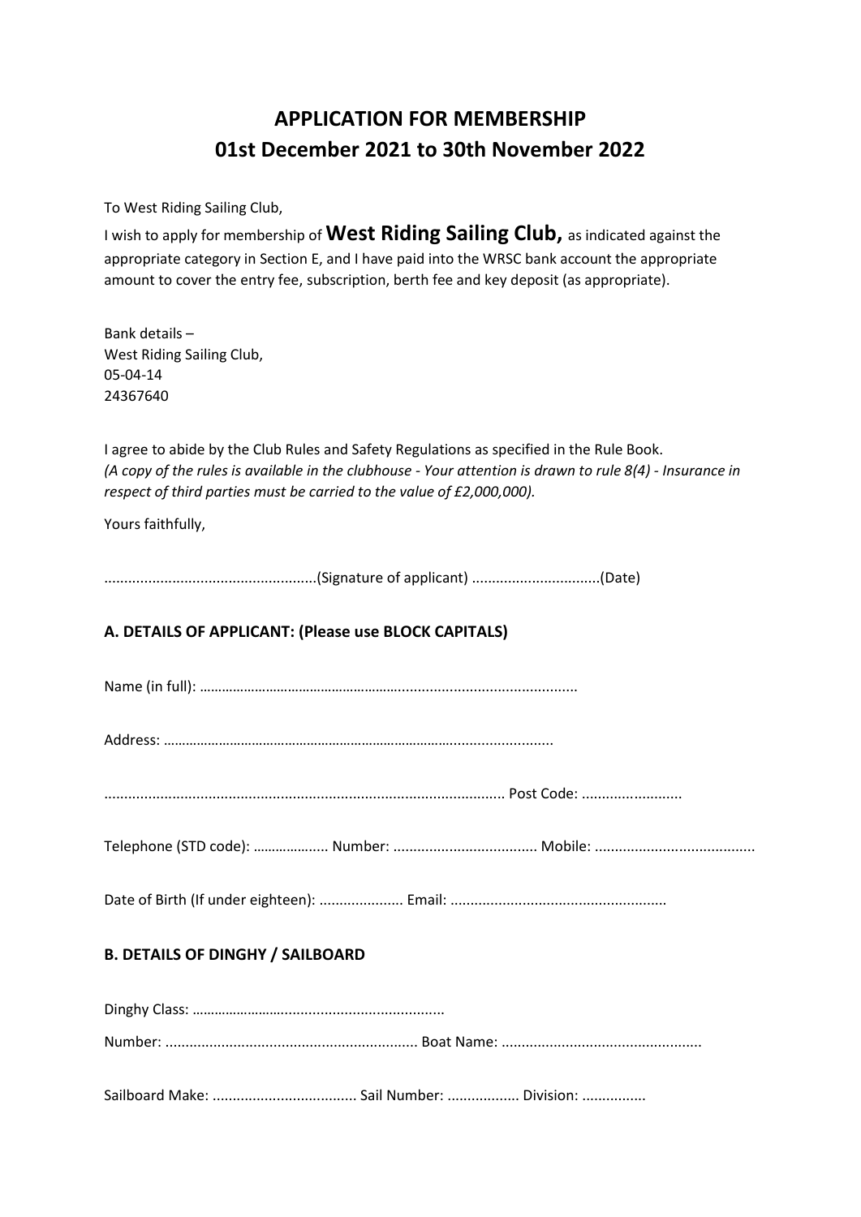# APPLICATION FOR MEMBERSHIP
# 01st December 2021 to 30th November 2022

To West Riding Sailing Club,

I wish to apply for membership of **West Riding Sailing Club,** as indicated against the appropriate category in Section E, and I have paid into the WRSC bank account the appropriate amount to cover the entry fee, subscription, berth fee and key deposit (as appropriate).

Bank details –
West Riding Sailing Club,
05-04-14
24367640

I agree to abide by the Club Rules and Safety Regulations as specified in the Rule Book.
*(A copy of the rules is available in the clubhouse - Your attention is drawn to rule 8(4) - Insurance in respect of third parties must be carried to the value of £2,000,000).*

Yours faithfully,

....................................................(Signature of applicant) ................................(Date)

### A. DETAILS OF APPLICANT: (Please use BLOCK CAPITALS)

Name (in full): ………………………………………………..........................................

Address: …………………………………………………………………........................

.................................................................................................. Post Code: .........................

Telephone (STD code): ……………….. Number: .................................... Mobile: .......................................

Date of Birth (If under eighteen): ..................... Email: .....................................................

### B. DETAILS OF DINGHY / SAILBOARD

Dinghy Class: ……………………........................................

Number: ............................................................... Boat Name: .................................................

Sailboard Make: .................................... Sail Number: .................. Division: ................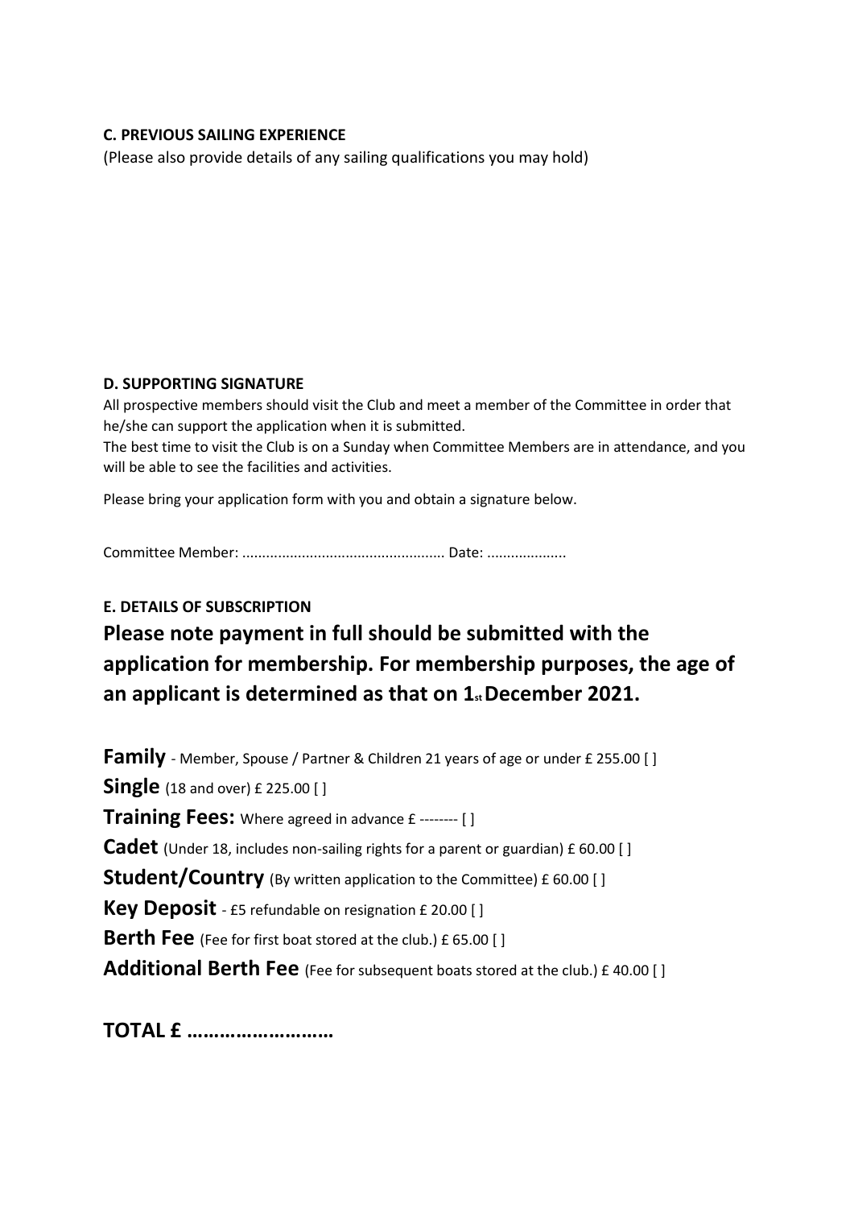#### C. PREVIOUS SAILING EXPERIENCE

(Please also provide details of any sailing qualifications you may hold)

#### D. SUPPORTING SIGNATURE

All prospective members should visit the Club and meet a member of the Committee in order that he/she can support the application when it is submitted.

The best time to visit the Club is on a Sunday when Committee Members are in attendance, and you will be able to see the facilities and activities.

Please bring your application form with you and obtain a signature below.

Committee Member: .................................................. Date: ...................

#### E. DETAILS OF SUBSCRIPTION

## Please note payment in full should be submitted with the application for membership. For membership purposes, the age of an applicant is determined as that on 1st December 2021.

**Family** - Member, Spouse / Partner & Children 21 years of age or under £ 255.00 [ ]

**Single** (18 and over) £ 225.00 [ ]

**Training Fees:** Where agreed in advance £ -------- [ ]

**Cadet** (Under 18, includes non-sailing rights for a parent or guardian) £ 60.00 [ ]

**Student/Country** (By written application to the Committee) £ 60.00 [ ]

**Key Deposit** - £5 refundable on resignation £ 20.00 [ ]

**Berth Fee** (Fee for first boat stored at the club.) £ 65.00 [ ]

**Additional Berth Fee** (Fee for subsequent boats stored at the club.) £ 40.00 [ ]

**TOTAL £ ………………………**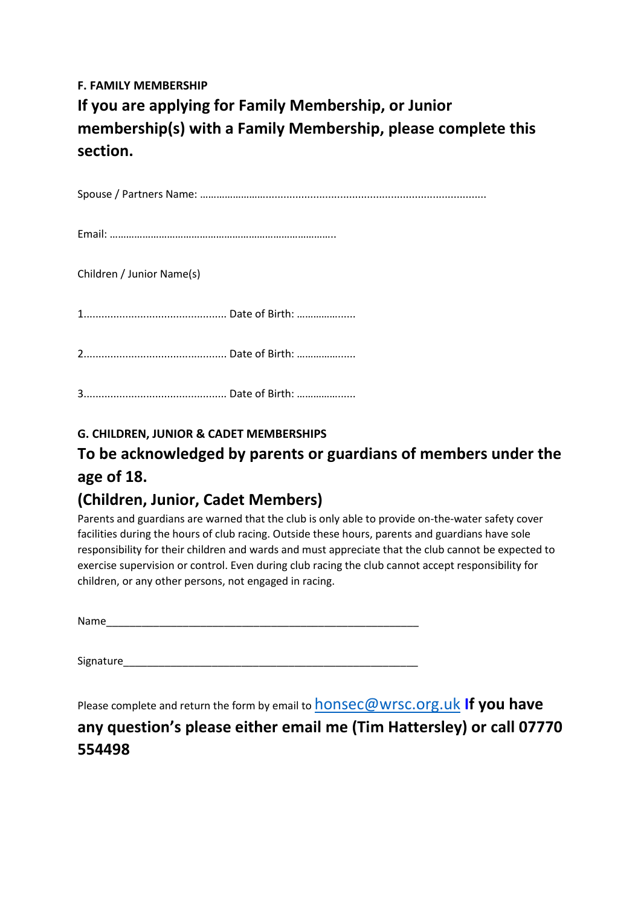**F. FAMILY MEMBERSHIP**

## If you are applying for Family Membership, or Junior membership(s) with a Family Membership, please complete this section.

Spouse / Partners Name: ………………..........................................................................................

Email: ………………………………………………………………………..

Children / Junior Name(s)

1................................................ Date of Birth: ………………....

2................................................ Date of Birth: ………………....

3................................................ Date of Birth: ………………....

**G. CHILDREN, JUNIOR & CADET MEMBERSHIPS**

## To be acknowledged by parents or guardians of members under the age of 18.

## (Children, Junior, Cadet Members)

Parents and guardians are warned that the club is only able to provide on-the-water safety cover facilities during the hours of club racing. Outside these hours, parents and guardians have sole responsibility for their children and wards and must appreciate that the club cannot be expected to exercise supervision or control. Even during club racing the club cannot accept responsibility for children, or any other persons, not engaged in racing.

Name_______________________________________________________

Signature____________________________________________________

Please complete and return the form by email to honsec@wrsc.org.uk **If you have any question's please either email me (Tim Hattersley) or call 07770 554498**